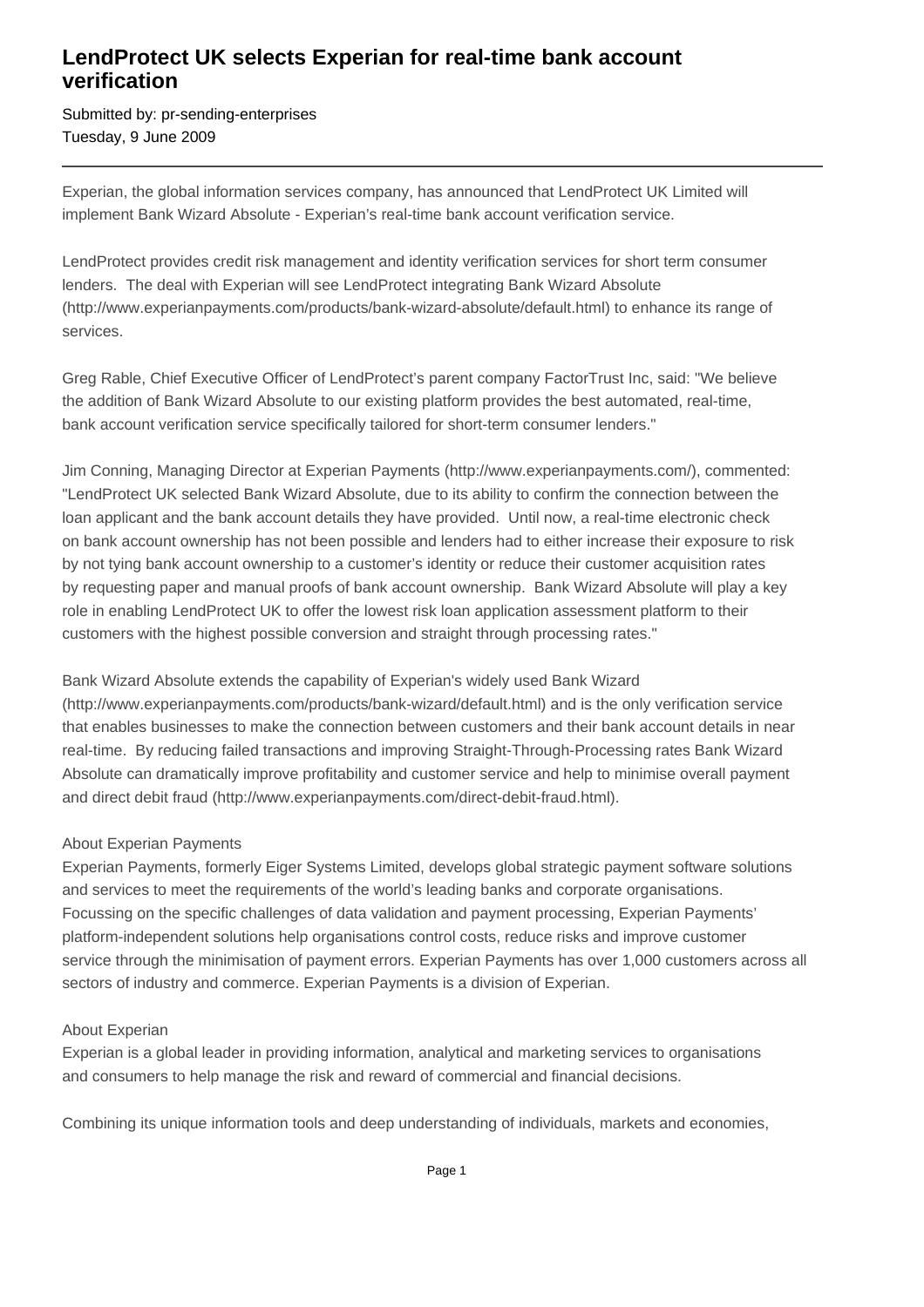# LendProtect UK selects Experian for real-time bank account verification

Submitted by: pr-sending-enterprises
Tuesday, 9 June 2009

---

Experian, the global information services company, has announced that LendProtect UK Limited will implement Bank Wizard Absolute - Experian's real-time bank account verification service.

LendProtect provides credit risk management and identity verification services for short term consumer lenders. The deal with Experian will see LendProtect integrating Bank Wizard Absolute (http://www.experianpayments.com/products/bank-wizard-absolute/default.html) to enhance its range of services.

Greg Rable, Chief Executive Officer of LendProtect's parent company FactorTrust Inc, said: "We believe the addition of Bank Wizard Absolute to our existing platform provides the best automated, real-time, bank account verification service specifically tailored for short-term consumer lenders."

Jim Conning, Managing Director at Experian Payments (http://www.experianpayments.com/), commented: "LendProtect UK selected Bank Wizard Absolute, due to its ability to confirm the connection between the loan applicant and the bank account details they have provided. Until now, a real-time electronic check on bank account ownership has not been possible and lenders had to either increase their exposure to risk by not tying bank account ownership to a customer's identity or reduce their customer acquisition rates by requesting paper and manual proofs of bank account ownership. Bank Wizard Absolute will play a key role in enabling LendProtect UK to offer the lowest risk loan application assessment platform to their customers with the highest possible conversion and straight through processing rates."

Bank Wizard Absolute extends the capability of Experian's widely used Bank Wizard (http://www.experianpayments.com/products/bank-wizard/default.html) and is the only verification service that enables businesses to make the connection between customers and their bank account details in near real-time. By reducing failed transactions and improving Straight-Through-Processing rates Bank Wizard Absolute can dramatically improve profitability and customer service and help to minimise overall payment and direct debit fraud (http://www.experianpayments.com/direct-debit-fraud.html).

About Experian Payments
Experian Payments, formerly Eiger Systems Limited, develops global strategic payment software solutions and services to meet the requirements of the world's leading banks and corporate organisations. Focussing on the specific challenges of data validation and payment processing, Experian Payments' platform-independent solutions help organisations control costs, reduce risks and improve customer service through the minimisation of payment errors. Experian Payments has over 1,000 customers across all sectors of industry and commerce. Experian Payments is a division of Experian.

About Experian
Experian is a global leader in providing information, analytical and marketing services to organisations and consumers to help manage the risk and reward of commercial and financial decisions.

Combining its unique information tools and deep understanding of individuals, markets and economies,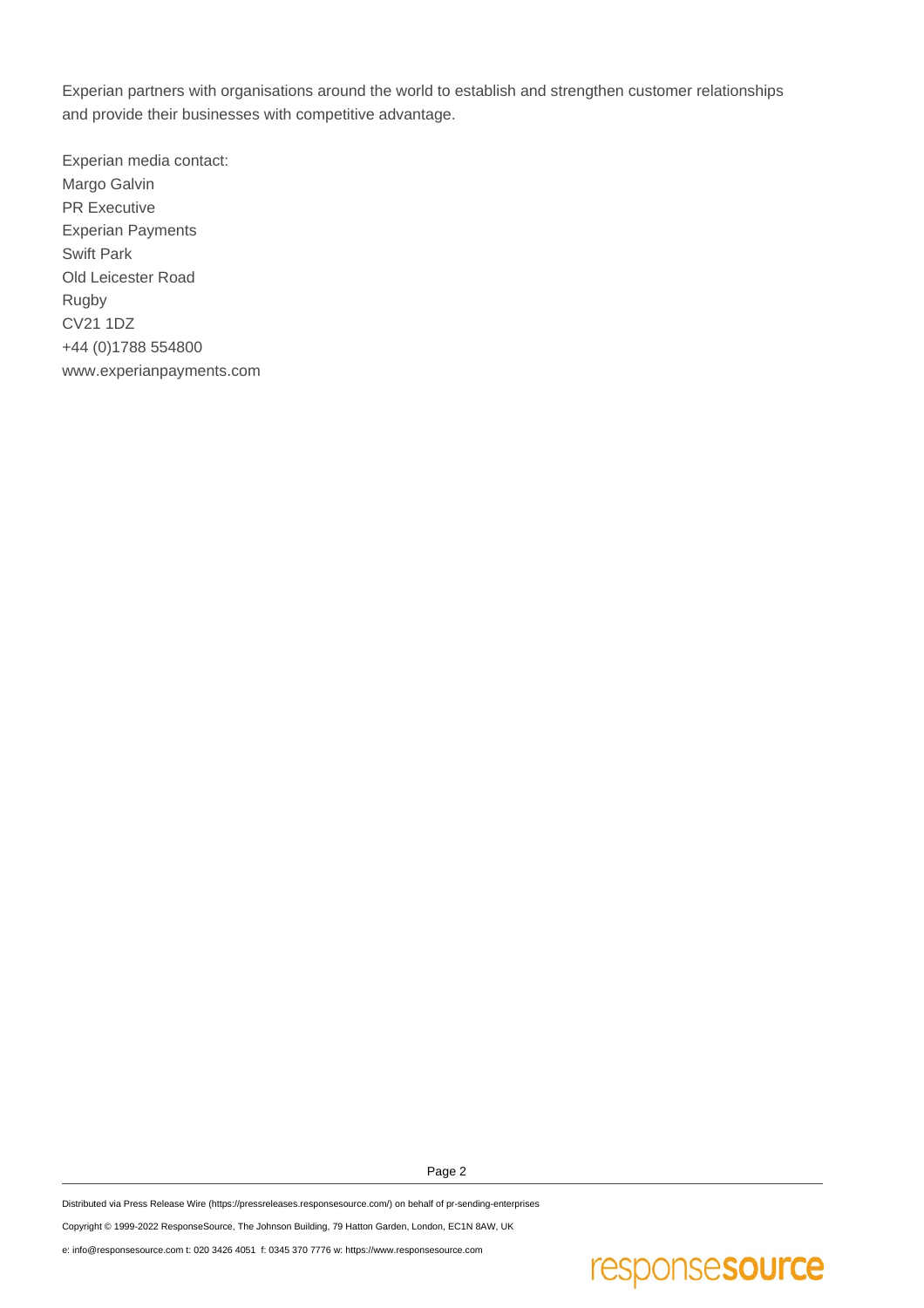Experian partners with organisations around the world to establish and strengthen customer relationships and provide their businesses with competitive advantage.

Experian media contact:
Margo Galvin
PR Executive
Experian Payments
Swift Park
Old Leicester Road
Rugby
CV21 1DZ
+44 (0)1788 554800
www.experianpayments.com

Distributed via Press Release Wire (https://pressreleases.responsesource.com/) on behalf of pr-sending-enterprises

Copyright © 1999-2022 ResponseSource, The Johnson Building, 79 Hatton Garden, London, EC1N 8AW, UK

e: info@responsesource.com t: 020 3426 4051 f: 0345 370 7776 w: https://www.responsesource.com